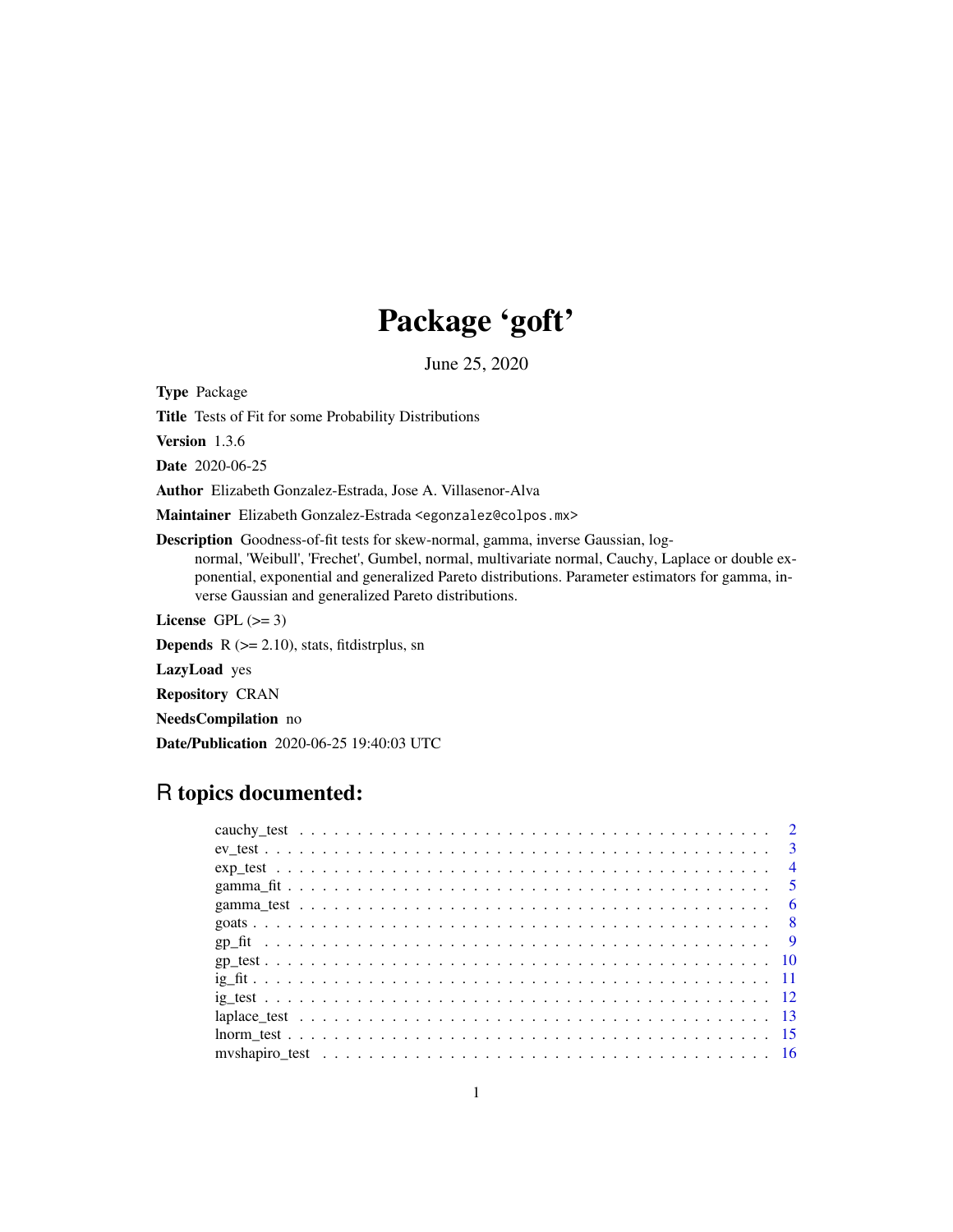# Package 'goft'

June 25, 2020

**Type** Package

**Title** Tests of Fit for some Probability Distributions

**Version** 1.3.6

**Date** 2020-06-25

**Author** Elizabeth Gonzalez-Estrada, Jose A. Villasenor-Alva

**Maintainer** Elizabeth Gonzalez-Estrada <egonzalez@colpos.mx>

**Description** Goodness-of-fit tests for skew-normal, gamma, inverse Gaussian, log-normal, 'Weibull', 'Frechet', Gumbel, normal, multivariate normal, Cauchy, Laplace or double exponential, exponential and generalized Pareto distributions. Parameter estimators for gamma, inverse Gaussian and generalized Pareto distributions.

**License** GPL (>= 3)

**Depends** R (>= 2.10), stats, fitdistrplus, sn

**LazyLoad** yes

**Repository** CRAN

**NeedsCompilation** no

**Date/Publication** 2020-06-25 19:40:03 UTC

## R topics documented:

- cauchy_test . . . . . . . . . . 2
- ev_test . . . . . . . . . . 3
- exp_test . . . . . . . . . . 4
- gamma_fit . . . . . . . . . . 5
- gamma_test . . . . . . . . . . 6
- goats . . . . . . . . . . 8
- gp_fit . . . . . . . . . . 9
- gp_test . . . . . . . . . . 10
- ig_fit . . . . . . . . . . 11
- ig_test . . . . . . . . . . 12
- laplace_test . . . . . . . . . . 13
- lnorm_test . . . . . . . . . . 15
- mvshapiro_test . . . . . . . . . . 16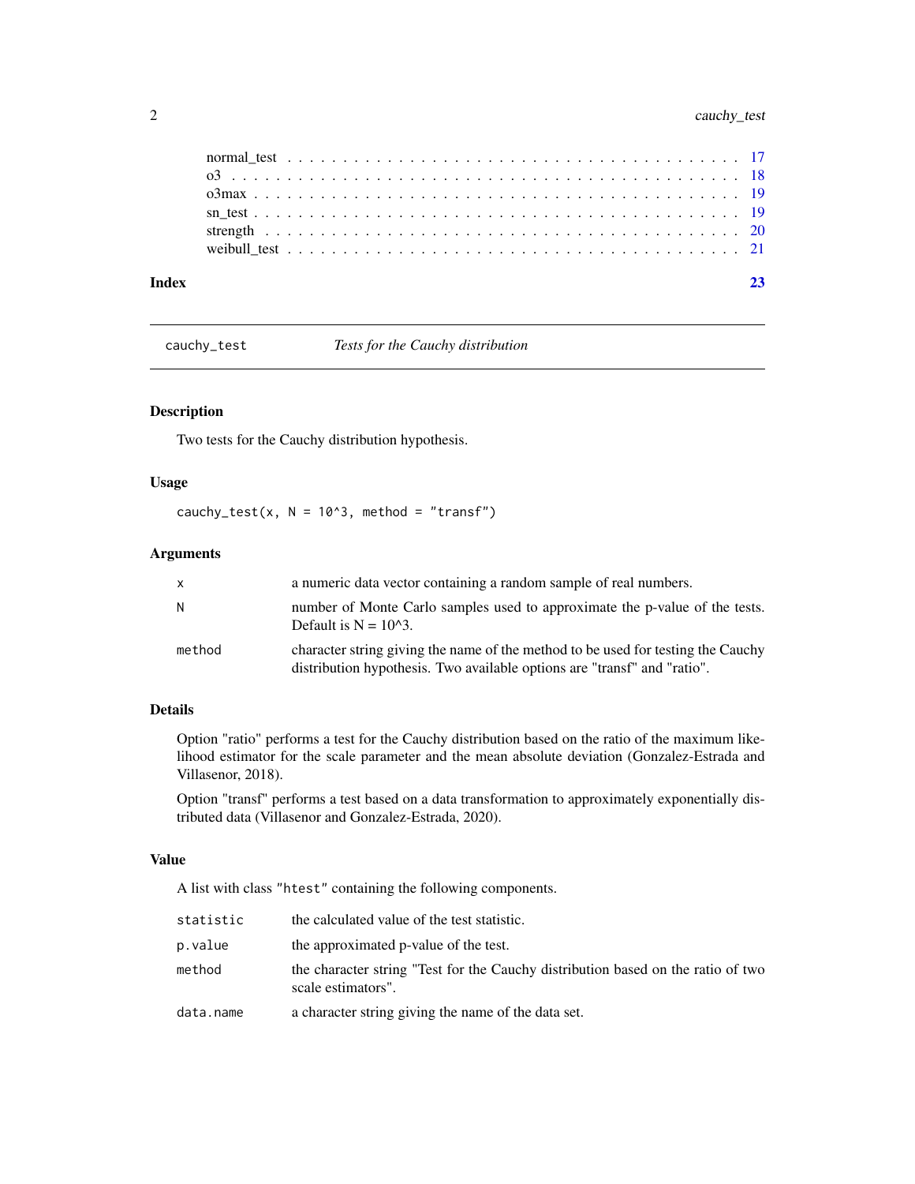| | |
|---|---|
| normal_test | 17 |
| o3 | 18 |
| o3max | 19 |
| sn_test | 19 |
| strength | 20 |
| weibull_test | 21 |

**Index** **23**

---

`cauchy_test` *Tests for the Cauchy distribution*

---

### Description

Two tests for the Cauchy distribution hypothesis.

### Usage

```
cauchy_test(x, N = 10^3, method = "transf")
```

### Arguments

| | |
|---|---|
| `x` | a numeric data vector containing a random sample of real numbers. |
| `N` | number of Monte Carlo samples used to approximate the p-value of the tests. Default is N = 10^3. |
| `method` | character string giving the name of the method to be used for testing the Cauchy distribution hypothesis. Two available options are "transf" and "ratio". |

### Details

Option "ratio" performs a test for the Cauchy distribution based on the ratio of the maximum likelihood estimator for the scale parameter and the mean absolute deviation (Gonzalez-Estrada and Villasenor, 2018).

Option "transf" performs a test based on a data transformation to approximately exponentially distributed data (Villasenor and Gonzalez-Estrada, 2020).

### Value

A list with class `"htest"` containing the following components.

| | |
|---|---|
| `statistic` | the calculated value of the test statistic. |
| `p.value` | the approximated p-value of the test. |
| `method` | the character string "Test for the Cauchy distribution based on the ratio of two scale estimators". |
| `data.name` | a character string giving the name of the data set. |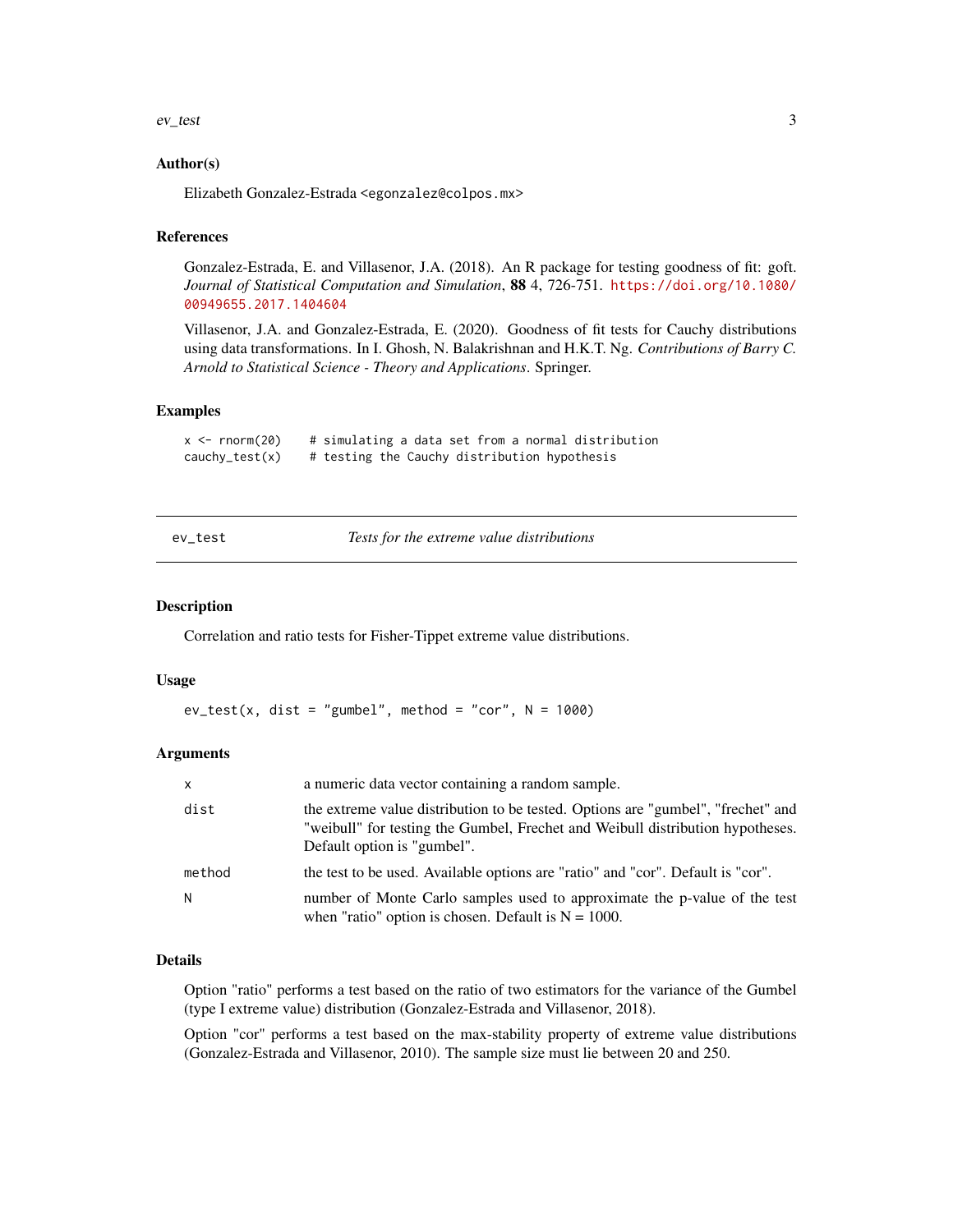### Author(s)

Elizabeth Gonzalez-Estrada <egonzalez@colpos.mx>

### References

Gonzalez-Estrada, E. and Villasenor, J.A. (2018). An R package for testing goodness of fit: goft. *Journal of Statistical Computation and Simulation*, **88** 4, 726-751. https://doi.org/10.1080/00949655.2017.1404604

Villasenor, J.A. and Gonzalez-Estrada, E. (2020). Goodness of fit tests for Cauchy distributions using data transformations. In I. Ghosh, N. Balakrishnan and H.K.T. Ng. *Contributions of Barry C. Arnold to Statistical Science - Theory and Applications*. Springer.

### Examples

```
x <- rnorm(20)    # simulating a data set from a normal distribution
cauchy_test(x)    # testing the Cauchy distribution hypothesis
```

---

## ev_test — *Tests for the extreme value distributions*

### Description

Correlation and ratio tests for Fisher-Tippet extreme value distributions.

### Usage

```
ev_test(x, dist = "gumbel", method = "cor", N = 1000)
```

### Arguments

| | |
|---|---|
| x | a numeric data vector containing a random sample. |
| dist | the extreme value distribution to be tested. Options are "gumbel", "frechet" and "weibull" for testing the Gumbel, Frechet and Weibull distribution hypotheses. Default option is "gumbel". |
| method | the test to be used. Available options are "ratio" and "cor". Default is "cor". |
| N | number of Monte Carlo samples used to approximate the p-value of the test when "ratio" option is chosen. Default is N = 1000. |

### Details

Option "ratio" performs a test based on the ratio of two estimators for the variance of the Gumbel (type I extreme value) distribution (Gonzalez-Estrada and Villasenor, 2018).

Option "cor" performs a test based on the max-stability property of extreme value distributions (Gonzalez-Estrada and Villasenor, 2010). The sample size must lie between 20 and 250.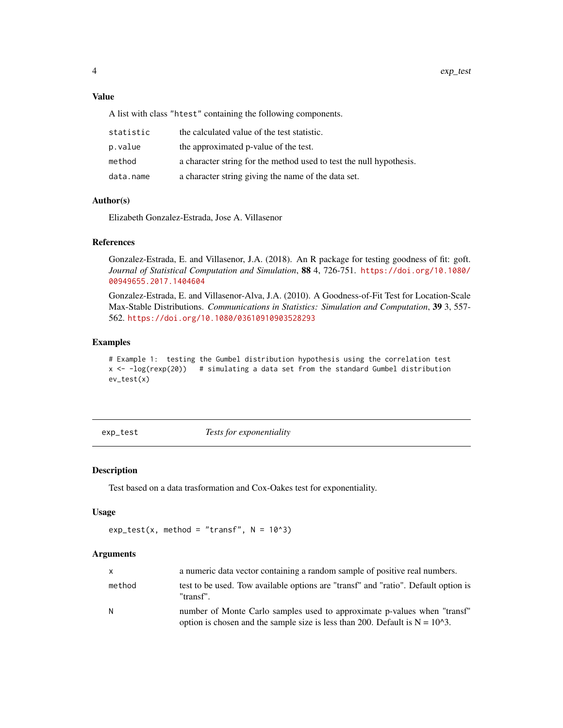### Value

A list with class "htest" containing the following components.

| | |
|---|---|
| `statistic` | the calculated value of the test statistic. |
| `p.value` | the approximated p-value of the test. |
| `method` | a character string for the method used to test the null hypothesis. |
| `data.name` | a character string giving the name of the data set. |

### Author(s)

Elizabeth Gonzalez-Estrada, Jose A. Villasenor

### References

Gonzalez-Estrada, E. and Villasenor, J.A. (2018). An R package for testing goodness of fit: goft. *Journal of Statistical Computation and Simulation*, **88** 4, 726-751. https://doi.org/10.1080/00949655.2017.1404604

Gonzalez-Estrada, E. and Villasenor-Alva, J.A. (2010). A Goodness-of-Fit Test for Location-Scale Max-Stable Distributions. *Communications in Statistics: Simulation and Computation*, **39** 3, 557-562. https://doi.org/10.1080/03610910903528293

### Examples

```
# Example 1:  testing the Gumbel distribution hypothesis using the correlation test
x <- -log(rexp(20))   # simulating a data set from the standard Gumbel distribution
ev_test(x)
```

---

## exp_test — *Tests for exponentiality*

### Description

Test based on a data trasformation and Cox-Oakes test for exponentiality.

### Usage

```
exp_test(x, method = "transf", N = 10^3)
```

### Arguments

| | |
|---|---|
| `x` | a numeric data vector containing a random sample of positive real numbers. |
| `method` | test to be used. Tow available options are "transf" and "ratio". Default option is "transf". |
| `N` | number of Monte Carlo samples used to approximate p-values when "transf" option is chosen and the sample size is less than 200. Default is N = 10^3. |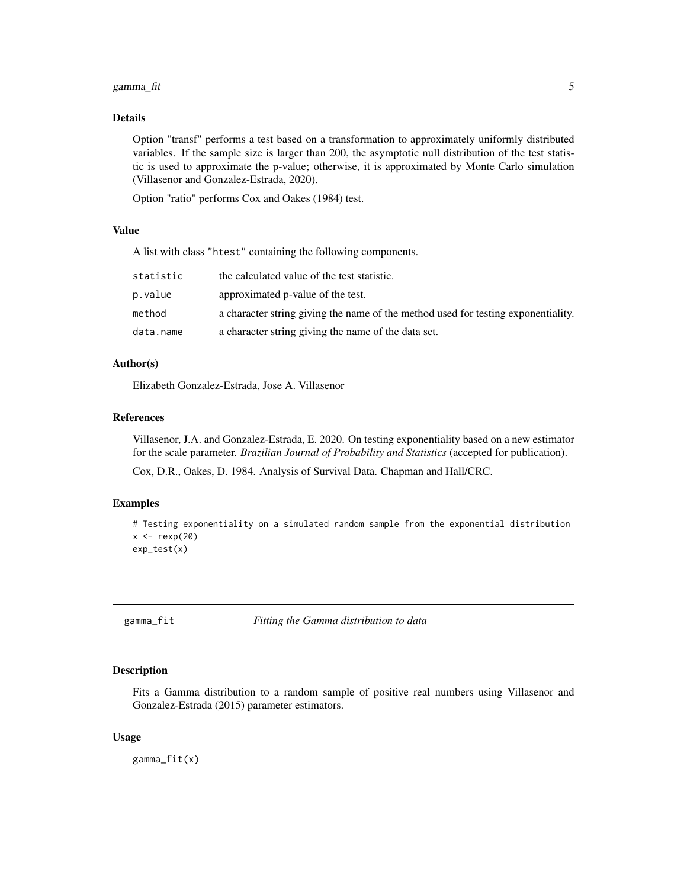## Details

Option "transf" performs a test based on a transformation to approximately uniformly distributed variables. If the sample size is larger than 200, the asymptotic null distribution of the test statistic is used to approximate the p-value; otherwise, it is approximated by Monte Carlo simulation (Villasenor and Gonzalez-Estrada, 2020).

Option "ratio" performs Cox and Oakes (1984) test.

## Value

A list with class "htest" containing the following components.

| | |
|---|---|
| statistic | the calculated value of the test statistic. |
| p.value | approximated p-value of the test. |
| method | a character string giving the name of the method used for testing exponentiality. |
| data.name | a character string giving the name of the data set. |

## Author(s)

Elizabeth Gonzalez-Estrada, Jose A. Villasenor

## References

Villasenor, J.A. and Gonzalez-Estrada, E. 2020. On testing exponentiality based on a new estimator for the scale parameter. *Brazilian Journal of Probability and Statistics* (accepted for publication).

Cox, D.R., Oakes, D. 1984. Analysis of Survival Data. Chapman and Hall/CRC.

## Examples

```
# Testing exponentiality on a simulated random sample from the exponential distribution
x <- rexp(20)
exp_test(x)
```

---

# gamma_fit — *Fitting the Gamma distribution to data*

## Description

Fits a Gamma distribution to a random sample of positive real numbers using Villasenor and Gonzalez-Estrada (2015) parameter estimators.

## Usage

```
gamma_fit(x)
```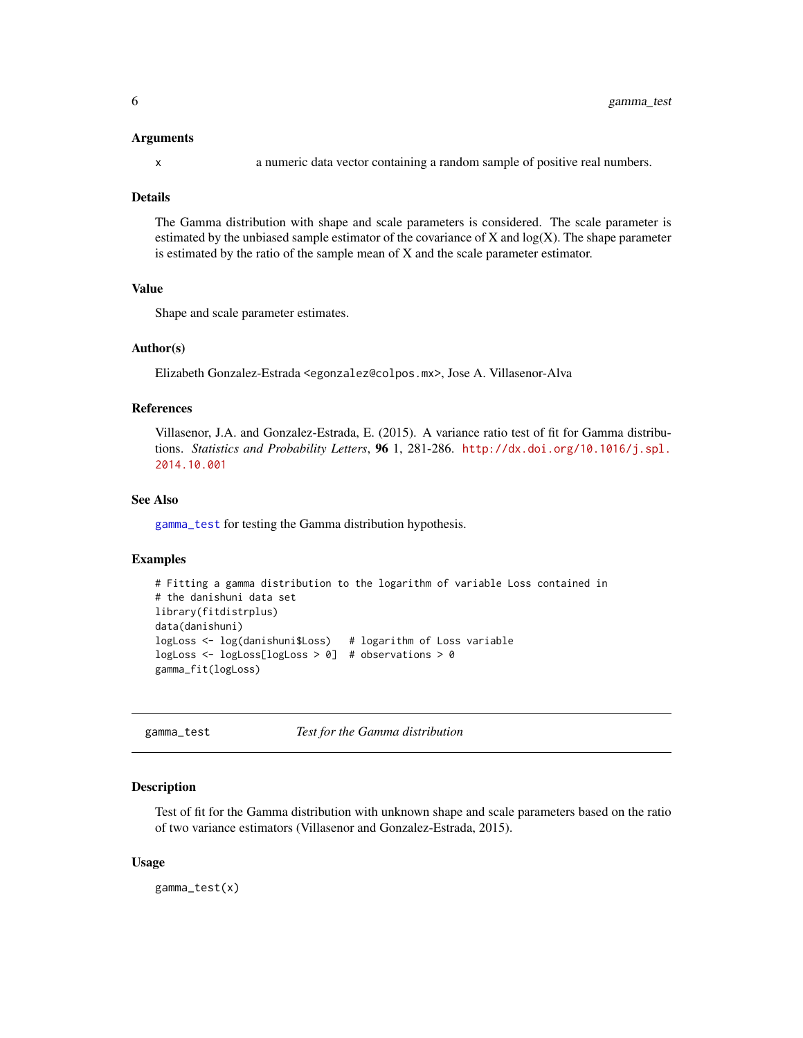### Arguments

x a numeric data vector containing a random sample of positive real numbers.

### Details

The Gamma distribution with shape and scale parameters is considered. The scale parameter is estimated by the unbiased sample estimator of the covariance of X and log(X). The shape parameter is estimated by the ratio of the sample mean of X and the scale parameter estimator.

### Value

Shape and scale parameter estimates.

### Author(s)

Elizabeth Gonzalez-Estrada <egonzalez@colpos.mx>, Jose A. Villasenor-Alva

### References

Villasenor, J.A. and Gonzalez-Estrada, E. (2015). A variance ratio test of fit for Gamma distributions. *Statistics and Probability Letters*, **96** 1, 281-286. http://dx.doi.org/10.1016/j.spl.2014.10.001

### See Also

gamma_test for testing the Gamma distribution hypothesis.

### Examples

```
# Fitting a gamma distribution to the logarithm of variable Loss contained in
# the danishuni data set
library(fitdistrplus)
data(danishuni)
logLoss <- log(danishuni$Loss)   # logarithm of Loss variable
logLoss <- logLoss[logLoss > 0]  # observations > 0
gamma_fit(logLoss)
```

---

## gamma_test — *Test for the Gamma distribution*

### Description

Test of fit for the Gamma distribution with unknown shape and scale parameters based on the ratio of two variance estimators (Villasenor and Gonzalez-Estrada, 2015).

### Usage

```
gamma_test(x)
```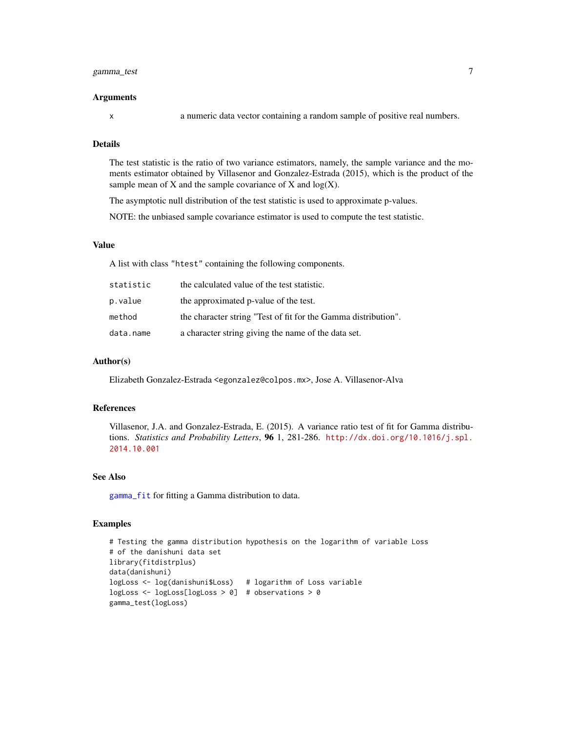### Arguments

| | |
|---|---|
| `x` | a numeric data vector containing a random sample of positive real numbers. |

### Details

The test statistic is the ratio of two variance estimators, namely, the sample variance and the moments estimator obtained by Villasenor and Gonzalez-Estrada (2015), which is the product of the sample mean of X and the sample covariance of X and log(X).

The asymptotic null distribution of the test statistic is used to approximate p-values.

NOTE: the unbiased sample covariance estimator is used to compute the test statistic.

### Value

A list with class "htest" containing the following components.

| | |
|---|---|
| `statistic` | the calculated value of the test statistic. |
| `p.value` | the approximated p-value of the test. |
| `method` | the character string "Test of fit for the Gamma distribution". |
| `data.name` | a character string giving the name of the data set. |

### Author(s)

Elizabeth Gonzalez-Estrada <egonzalez@colpos.mx>, Jose A. Villasenor-Alva

### References

Villasenor, J.A. and Gonzalez-Estrada, E. (2015). A variance ratio test of fit for Gamma distributions. *Statistics and Probability Letters*, **96** 1, 281-286. http://dx.doi.org/10.1016/j.spl.2014.10.001

### See Also

`gamma_fit` for fitting a Gamma distribution to data.

### Examples

```
# Testing the gamma distribution hypothesis on the logarithm of variable Loss
# of the danishuni data set
library(fitdistrplus)
data(danishuni)
logLoss <- log(danishuni$Loss)   # logarithm of Loss variable
logLoss <- logLoss[logLoss > 0]  # observations > 0
gamma_test(logLoss)
```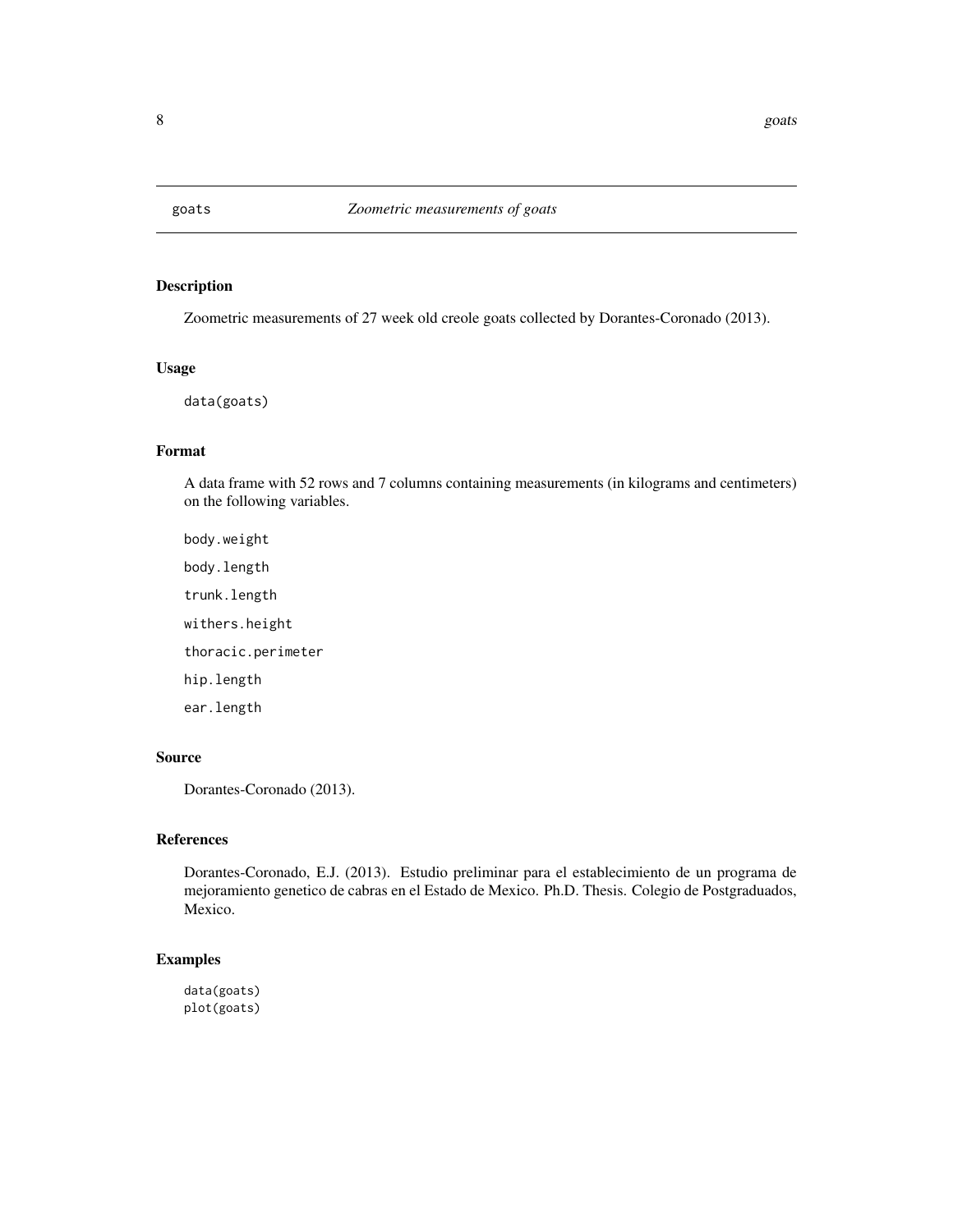goats *Zoometric measurements of goats*

## Description

Zoometric measurements of 27 week old creole goats collected by Dorantes-Coronado (2013).

## Usage

```
data(goats)
```

## Format

A data frame with 52 rows and 7 columns containing measurements (in kilograms and centimeters) on the following variables.

`body.weight`

`body.length`

`trunk.length`

`withers.height`

`thoracic.perimeter`

`hip.length`

`ear.length`

## Source

Dorantes-Coronado (2013).

## References

Dorantes-Coronado, E.J. (2013). Estudio preliminar para el establecimiento de un programa de mejoramiento genetico de cabras en el Estado de Mexico. Ph.D. Thesis. Colegio de Postgraduados, Mexico.

## Examples

```
data(goats)
plot(goats)
```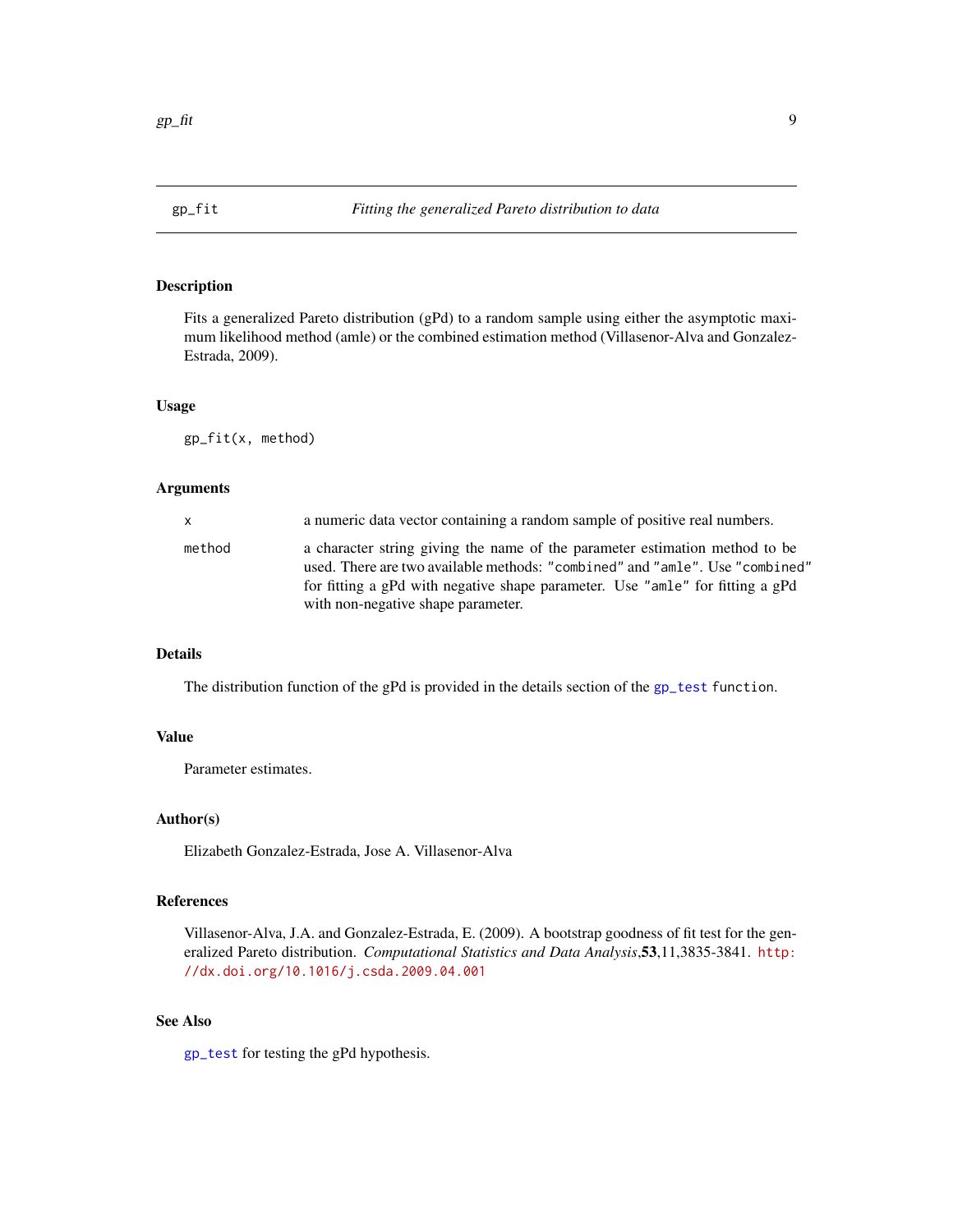## gp_fit — *Fitting the generalized Pareto distribution to data*

### Description

Fits a generalized Pareto distribution (gPd) to a random sample using either the asymptotic maximum likelihood method (amle) or the combined estimation method (Villasenor-Alva and Gonzalez-Estrada, 2009).

### Usage

```
gp_fit(x, method)
```

### Arguments

| | |
|---|---|
| x | a numeric data vector containing a random sample of positive real numbers. |
| method | a character string giving the name of the parameter estimation method to be used. There are two available methods: "combined" and "amle". Use "combined" for fitting a gPd with negative shape parameter. Use "amle" for fitting a gPd with non-negative shape parameter. |

### Details

The distribution function of the gPd is provided in the details section of the gp_test function.

### Value

Parameter estimates.

### Author(s)

Elizabeth Gonzalez-Estrada, Jose A. Villasenor-Alva

### References

Villasenor-Alva, J.A. and Gonzalez-Estrada, E. (2009). A bootstrap goodness of fit test for the generalized Pareto distribution. *Computational Statistics and Data Analysis*,**53**,11,3835-3841. http://dx.doi.org/10.1016/j.csda.2009.04.001

### See Also

gp_test for testing the gPd hypothesis.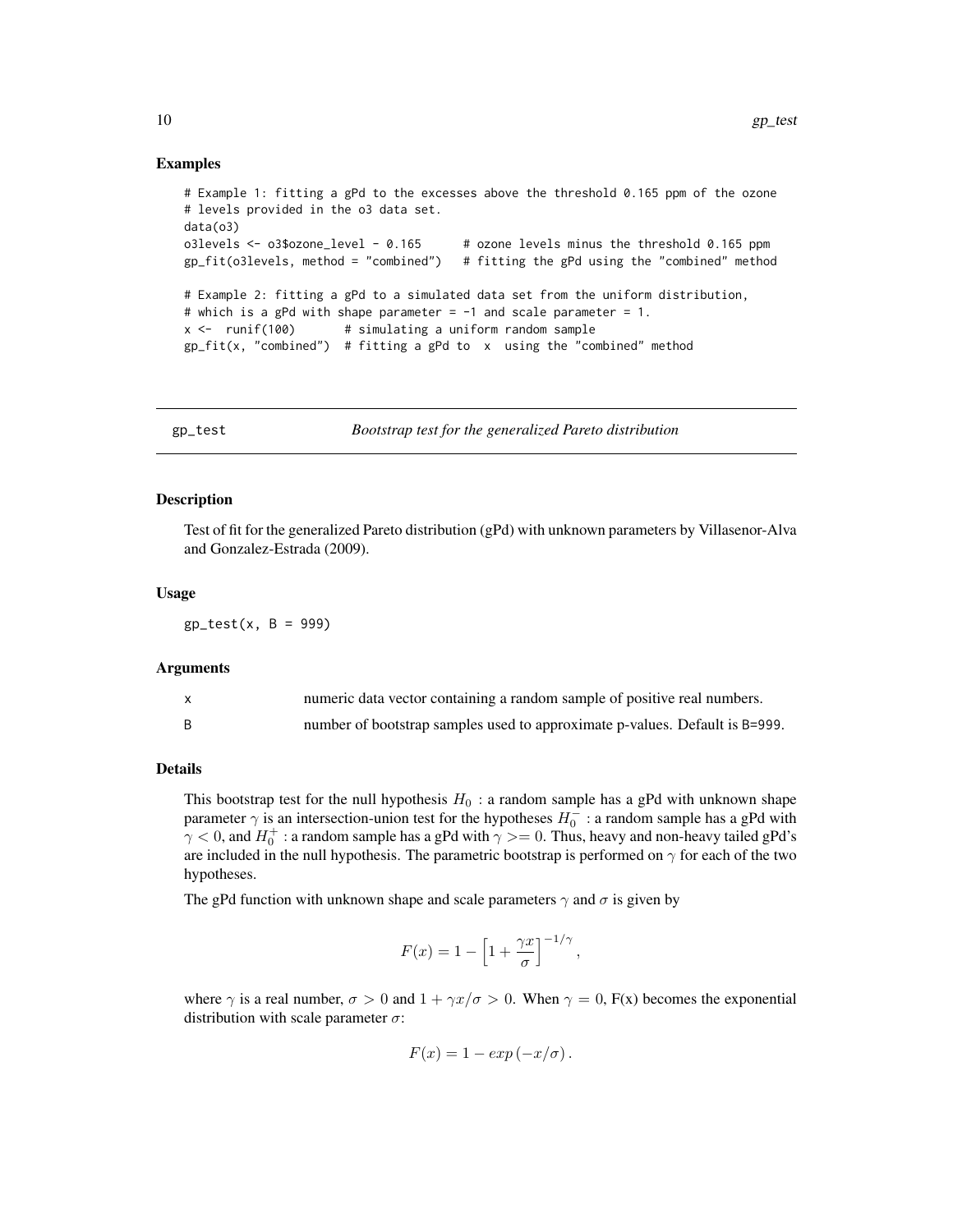### Examples

```
# Example 1: fitting a gPd to the excesses above the threshold 0.165 ppm of the ozone
# levels provided in the o3 data set.
data(o3)
o3levels <- o3$ozone_level - 0.165      # ozone levels minus the threshold 0.165 ppm
gp_fit(o3levels, method = "combined")   # fitting the gPd using the "combined" method

# Example 2: fitting a gPd to a simulated data set from the uniform distribution,
# which is a gPd with shape parameter = -1 and scale parameter = 1.
x <-  runif(100)       # simulating a uniform random sample
gp_fit(x, "combined")  # fitting a gPd to  x  using the "combined" method
```

---

## gp_test — *Bootstrap test for the generalized Pareto distribution*

---

### Description

Test of fit for the generalized Pareto distribution (gPd) with unknown parameters by Villasenor-Alva and Gonzalez-Estrada (2009).

### Usage

```
gp_test(x, B = 999)
```

### Arguments

| | |
|---|---|
| x | numeric data vector containing a random sample of positive real numbers. |
| B | number of bootstrap samples used to approximate p-values. Default is B=999. |

### Details

This bootstrap test for the null hypothesis $H_0$ : a random sample has a gPd with unknown shape parameter $\gamma$ is an intersection-union test for the hypotheses $H_0^-$ : a random sample has a gPd with $\gamma < 0$, and $H_0^+$ : a random sample has a gPd with $\gamma >= 0$. Thus, heavy and non-heavy tailed gPd's are included in the null hypothesis. The parametric bootstrap is performed on $\gamma$ for each of the two hypotheses.

The gPd function with unknown shape and scale parameters $\gamma$ and $\sigma$ is given by

$$F(x) = 1 - \left[1 + \frac{\gamma x}{\sigma}\right]^{-1/\gamma},$$

where $\gamma$ is a real number, $\sigma > 0$ and $1 + \gamma x/\sigma > 0$. When $\gamma = 0$, F(x) becomes the exponential distribution with scale parameter $\sigma$:

$$F(x) = 1 - exp\left(-x/\sigma\right).$$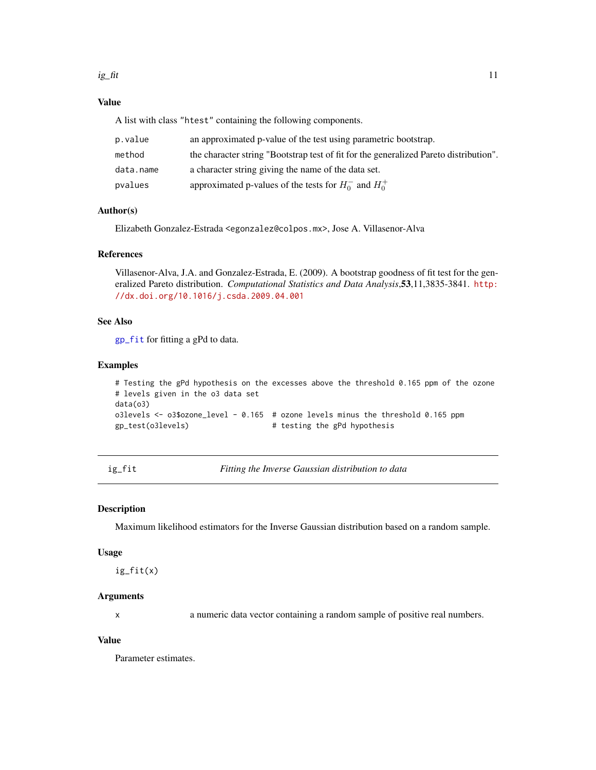### Value

A list with class "htest" containing the following components.

| | |
|---|---|
| p.value | an approximated p-value of the test using parametric bootstrap. |
| method | the character string "Bootstrap test of fit for the generalized Pareto distribution". |
| data.name | a character string giving the name of the data set. |
| pvalues | approximated p-values of the tests for $H_0^-$ and $H_0^+$ |

### Author(s)

Elizabeth Gonzalez-Estrada <egonzalez@colpos.mx>, Jose A. Villasenor-Alva

### References

Villasenor-Alva, J.A. and Gonzalez-Estrada, E. (2009). A bootstrap goodness of fit test for the generalized Pareto distribution. *Computational Statistics and Data Analysis*,**53**,11,3835-3841. http://dx.doi.org/10.1016/j.csda.2009.04.001

### See Also

gp_fit for fitting a gPd to data.

### Examples

```
# Testing the gPd hypothesis on the excesses above the threshold 0.165 ppm of the ozone
# levels given in the o3 data set
data(o3)
o3levels <- o3$ozone_level - 0.165  # ozone levels minus the threshold 0.165 ppm
gp_test(o3levels)                   # testing the gPd hypothesis
```

---

## ig_fit — *Fitting the Inverse Gaussian distribution to data*

---

### Description

Maximum likelihood estimators for the Inverse Gaussian distribution based on a random sample.

### Usage

```
ig_fit(x)
```

### Arguments

| | |
|---|---|
| x | a numeric data vector containing a random sample of positive real numbers. |

### Value

Parameter estimates.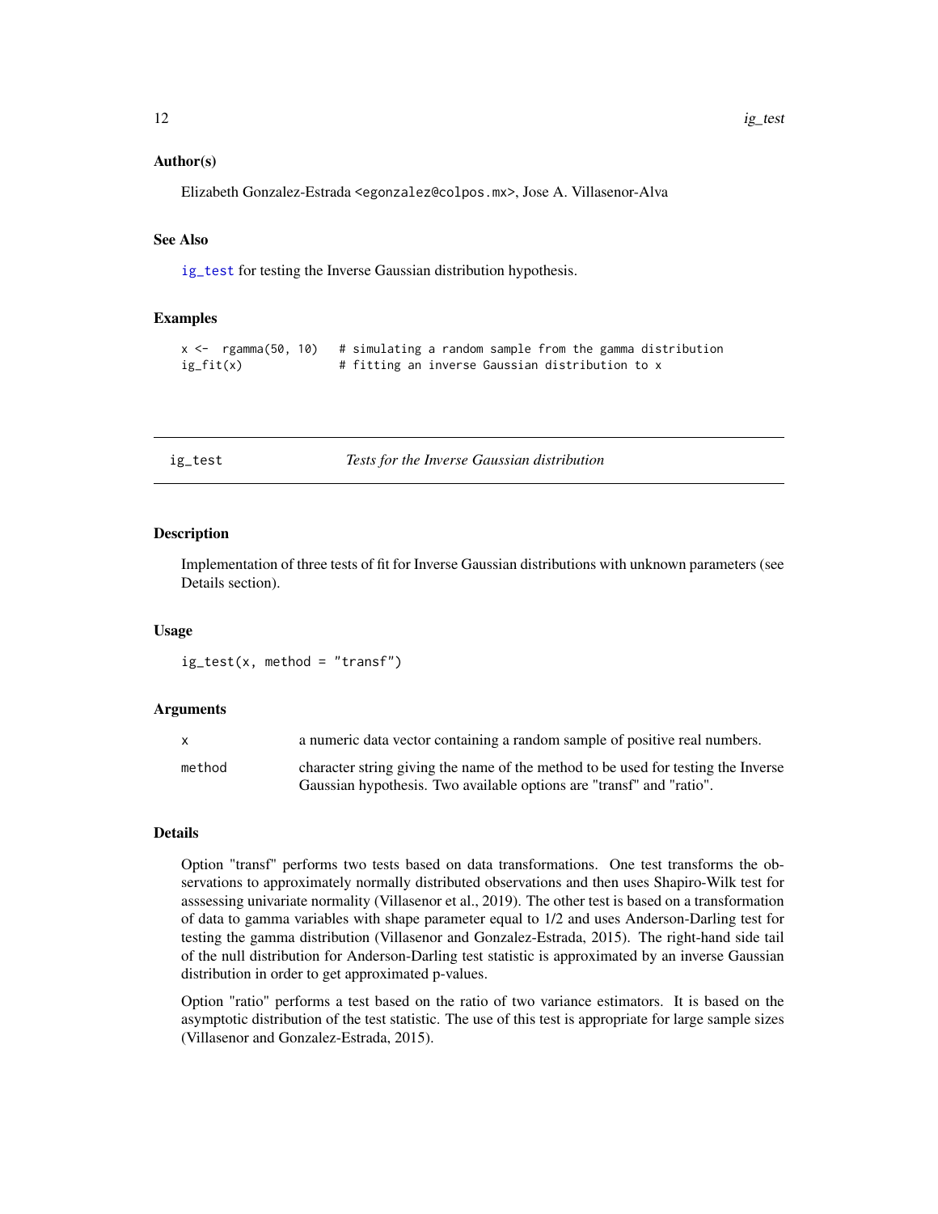### Author(s)

Elizabeth Gonzalez-Estrada <egonzalez@colpos.mx>, Jose A. Villasenor-Alva

### See Also

ig_test for testing the Inverse Gaussian distribution hypothesis.

### Examples

```
x <-  rgamma(50, 10)   # simulating a random sample from the gamma distribution
ig_fit(x)              # fitting an inverse Gaussian distribution to x
```

---

## ig_test — *Tests for the Inverse Gaussian distribution*

### Description

Implementation of three tests of fit for Inverse Gaussian distributions with unknown parameters (see Details section).

### Usage

```
ig_test(x, method = "transf")
```

### Arguments

| | |
|---|---|
| x | a numeric data vector containing a random sample of positive real numbers. |
| method | character string giving the name of the method to be used for testing the Inverse Gaussian hypothesis. Two available options are "transf" and "ratio". |

### Details

Option "transf" performs two tests based on data transformations. One test transforms the observations to approximately normally distributed observations and then uses Shapiro-Wilk test for asssessing univariate normality (Villasenor et al., 2019). The other test is based on a transformation of data to gamma variables with shape parameter equal to 1/2 and uses Anderson-Darling test for testing the gamma distribution (Villasenor and Gonzalez-Estrada, 2015). The right-hand side tail of the null distribution for Anderson-Darling test statistic is approximated by an inverse Gaussian distribution in order to get approximated p-values.

Option "ratio" performs a test based on the ratio of two variance estimators. It is based on the asymptotic distribution of the test statistic. The use of this test is appropriate for large sample sizes (Villasenor and Gonzalez-Estrada, 2015).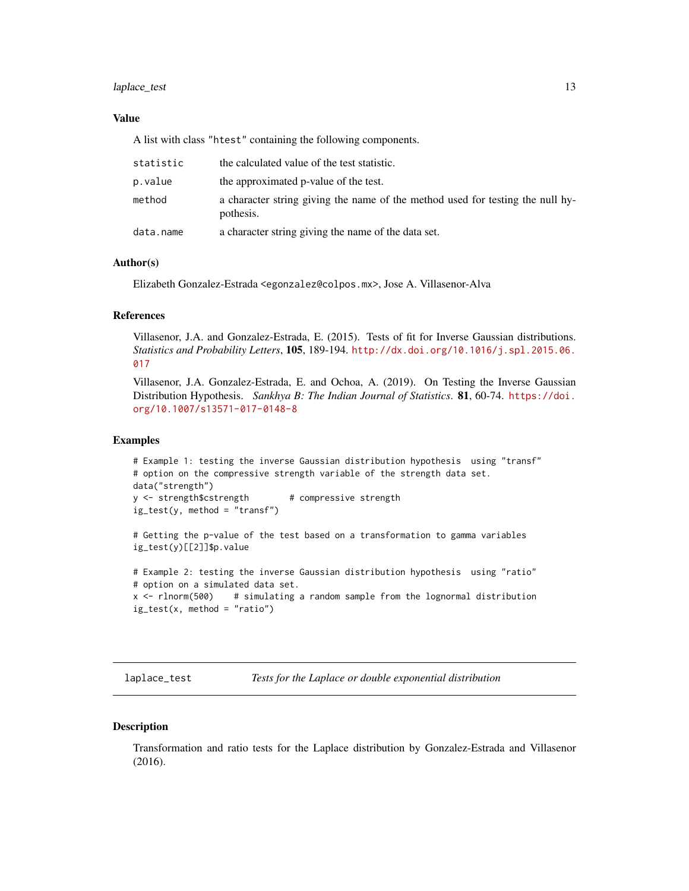## Value

A list with class "htest" containing the following components.

| | |
|---|---|
| statistic | the calculated value of the test statistic. |
| p.value | the approximated p-value of the test. |
| method | a character string giving the name of the method used for testing the null hypothesis. |
| data.name | a character string giving the name of the data set. |

## Author(s)

Elizabeth Gonzalez-Estrada <egonzalez@colpos.mx>, Jose A. Villasenor-Alva

## References

Villasenor, J.A. and Gonzalez-Estrada, E. (2015). Tests of fit for Inverse Gaussian distributions. *Statistics and Probability Letters*, **105**, 189-194. http://dx.doi.org/10.1016/j.spl.2015.06.017

Villasenor, J.A. Gonzalez-Estrada, E. and Ochoa, A. (2019). On Testing the Inverse Gaussian Distribution Hypothesis. *Sankhya B: The Indian Journal of Statistics*. **81**, 60-74. https://doi.org/10.1007/s13571-017-0148-8

## Examples

```
# Example 1: testing the inverse Gaussian distribution hypothesis  using "transf"
# option on the compressive strength variable of the strength data set.
data("strength")
y <- strength$cstrength        # compressive strength
ig_test(y, method = "transf")

# Getting the p-value of the test based on a transformation to gamma variables
ig_test(y)[[2]]$p.value

# Example 2: testing the inverse Gaussian distribution hypothesis  using "ratio"
# option on a simulated data set.
x <- rlnorm(500)    # simulating a random sample from the lognormal distribution
ig_test(x, method = "ratio")
```

---

# laplace_test — *Tests for the Laplace or double exponential distribution*

---

## Description

Transformation and ratio tests for the Laplace distribution by Gonzalez-Estrada and Villasenor (2016).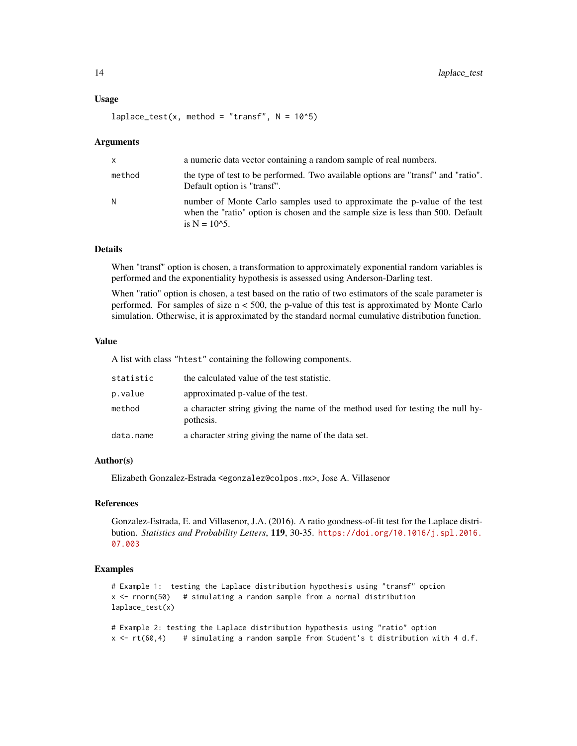### Usage

```
laplace_test(x, method = "transf", N = 10^5)
```

### Arguments

| | |
|---|---|
| `x` | a numeric data vector containing a random sample of real numbers. |
| `method` | the type of test to be performed. Two available options are "transf" and "ratio". Default option is "transf". |
| `N` | number of Monte Carlo samples used to approximate the p-value of the test when the "ratio" option is chosen and the sample size is less than 500. Default is N = 10^5. |

### Details

When "transf" option is chosen, a transformation to approximately exponential random variables is performed and the exponentiality hypothesis is assessed using Anderson-Darling test.

When "ratio" option is chosen, a test based on the ratio of two estimators of the scale parameter is performed. For samples of size $n < 500$, the p-value of this test is approximated by Monte Carlo simulation. Otherwise, it is approximated by the standard normal cumulative distribution function.

### Value

A list with class `"htest"` containing the following components.

| | |
|---|---|
| `statistic` | the calculated value of the test statistic. |
| `p.value` | approximated p-value of the test. |
| `method` | a character string giving the name of the method used for testing the null hypothesis. |
| `data.name` | a character string giving the name of the data set. |

### Author(s)

Elizabeth Gonzalez-Estrada <egonzalez@colpos.mx>, Jose A. Villasenor

### References

Gonzalez-Estrada, E. and Villasenor, J.A. (2016). A ratio goodness-of-fit test for the Laplace distribution. *Statistics and Probability Letters*, **119**, 30-35. https://doi.org/10.1016/j.spl.2016.07.003

### Examples

```
# Example 1:  testing the Laplace distribution hypothesis using "transf" option
x <- rnorm(50)   # simulating a random sample from a normal distribution
laplace_test(x)

# Example 2: testing the Laplace distribution hypothesis using "ratio" option
x <- rt(60,4)    # simulating a random sample from Student's t distribution with 4 d.f.
```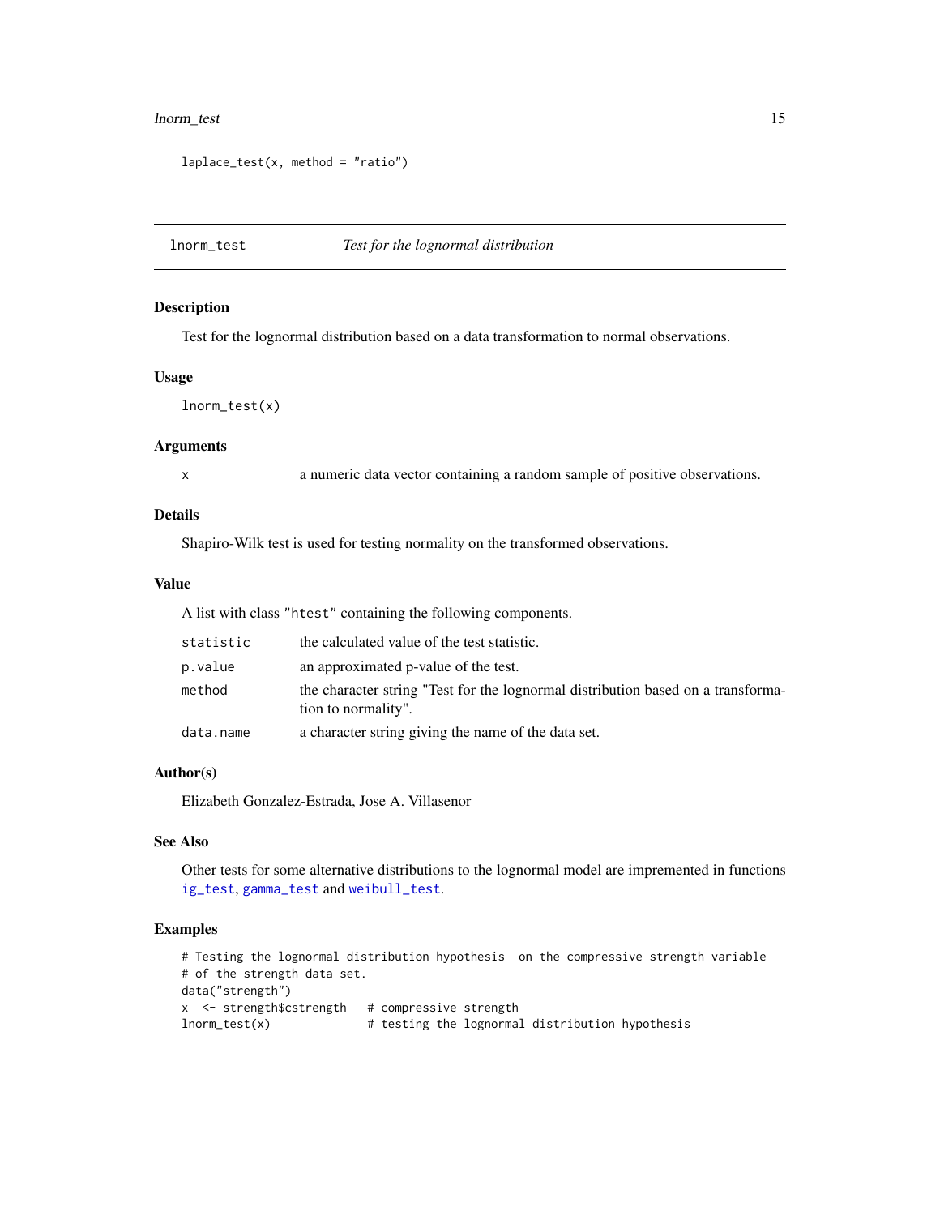```
laplace_test(x, method = "ratio")
```

## lnorm_test    *Test for the lognormal distribution*

### Description

Test for the lognormal distribution based on a data transformation to normal observations.

### Usage

```
lnorm_test(x)
```

### Arguments

| | |
|---|---|
| x | a numeric data vector containing a random sample of positive observations. |

### Details

Shapiro-Wilk test is used for testing normality on the transformed observations.

### Value

A list with class "htest" containing the following components.

| | |
|---|---|
| statistic | the calculated value of the test statistic. |
| p.value | an approximated p-value of the test. |
| method | the character string "Test for the lognormal distribution based on a transformation to normality". |
| data.name | a character string giving the name of the data set. |

### Author(s)

Elizabeth Gonzalez-Estrada, Jose A. Villasenor

### See Also

Other tests for some alternative distributions to the lognormal model are impremented in functions ig_test, gamma_test and weibull_test.

### Examples

```
# Testing the lognormal distribution hypothesis  on the compressive strength variable
# of the strength data set.
data("strength")
x  <- strength$cstrength   # compressive strength
lnorm_test(x)              # testing the lognormal distribution hypothesis
```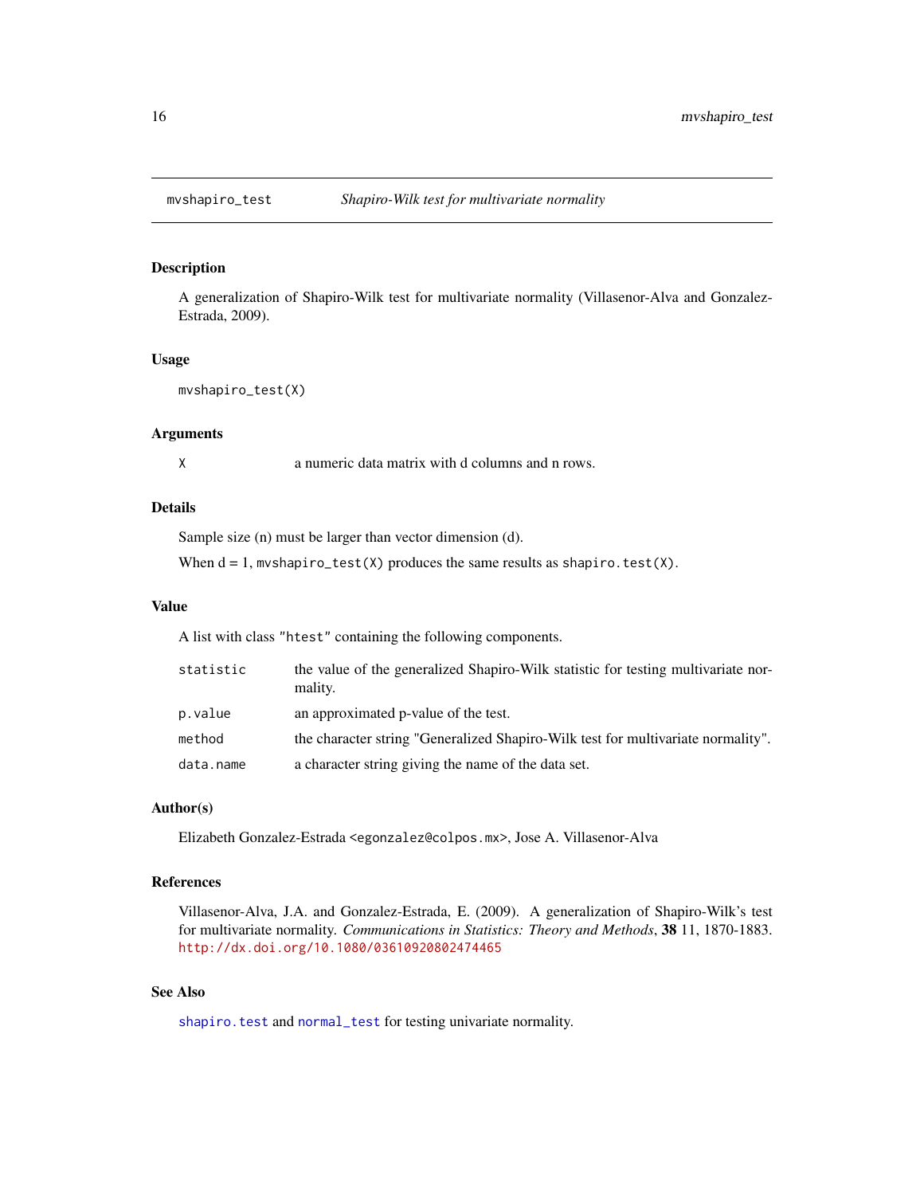mvshapiro_test        *Shapiro-Wilk test for multivariate normality*

## Description

A generalization of Shapiro-Wilk test for multivariate normality (Villasenor-Alva and Gonzalez-Estrada, 2009).

## Usage

```
mvshapiro_test(X)
```

## Arguments

| | |
|---|---|
| X | a numeric data matrix with d columns and n rows. |

## Details

Sample size (n) must be larger than vector dimension (d).

When d = 1, `mvshapiro_test(X)` produces the same results as `shapiro.test(X)`.

## Value

A list with class "htest" containing the following components.

| | |
|---|---|
| statistic | the value of the generalized Shapiro-Wilk statistic for testing multivariate normality. |
| p.value | an approximated p-value of the test. |
| method | the character string "Generalized Shapiro-Wilk test for multivariate normality". |
| data.name | a character string giving the name of the data set. |

## Author(s)

Elizabeth Gonzalez-Estrada <egonzalez@colpos.mx>, Jose A. Villasenor-Alva

## References

Villasenor-Alva, J.A. and Gonzalez-Estrada, E. (2009). A generalization of Shapiro-Wilk's test for multivariate normality. *Communications in Statistics: Theory and Methods*, **38** 11, 1870-1883. http://dx.doi.org/10.1080/03610920802474465

## See Also

`shapiro.test` and `normal_test` for testing univariate normality.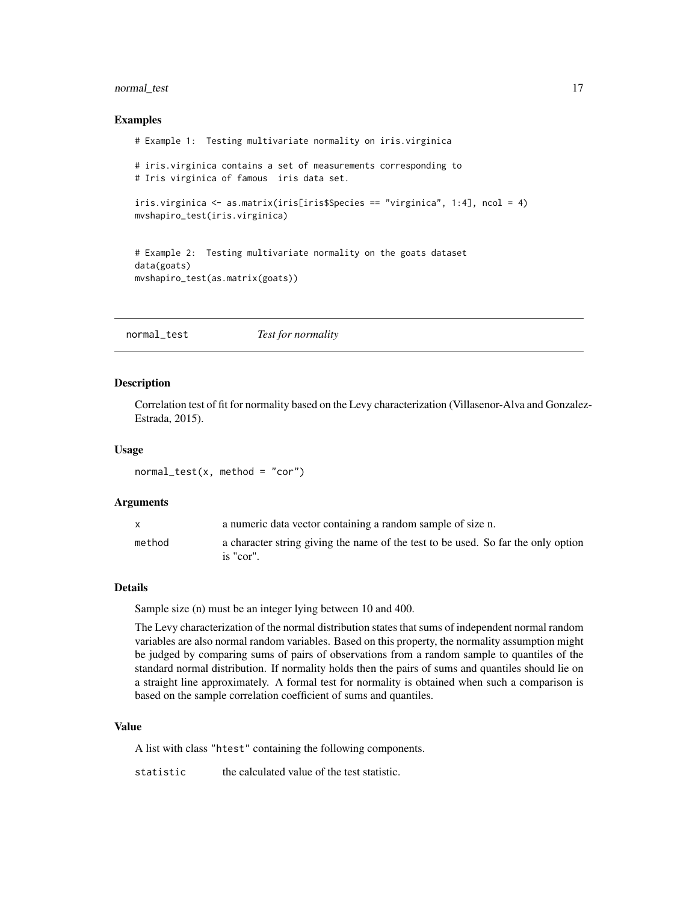## Examples

```
# Example 1:  Testing multivariate normality on iris.virginica

# iris.virginica contains a set of measurements corresponding to
# Iris virginica of famous  iris data set.

iris.virginica <- as.matrix(iris[iris$Species == "virginica", 1:4], ncol = 4)
mvshapiro_test(iris.virginica)


# Example 2:  Testing multivariate normality on the goats dataset
data(goats)
mvshapiro_test(as.matrix(goats))
```

---

# normal_test — *Test for normality*

---

## Description

Correlation test of fit for normality based on the Levy characterization (Villasenor-Alva and Gonzalez-Estrada, 2015).

## Usage

```
normal_test(x, method = "cor")
```

## Arguments

| | |
|---|---|
| `x` | a numeric data vector containing a random sample of size n. |
| `method` | a character string giving the name of the test to be used. So far the only option is "cor". |

## Details

Sample size (n) must be an integer lying between 10 and 400.

The Levy characterization of the normal distribution states that sums of independent normal random variables are also normal random variables. Based on this property, the normality assumption might be judged by comparing sums of pairs of observations from a random sample to quantiles of the standard normal distribution. If normality holds then the pairs of sums and quantiles should lie on a straight line approximately. A formal test for normality is obtained when such a comparison is based on the sample correlation coefficient of sums and quantiles.

## Value

A list with class "htest" containing the following components.

| | |
|---|---|
| `statistic` | the calculated value of the test statistic. |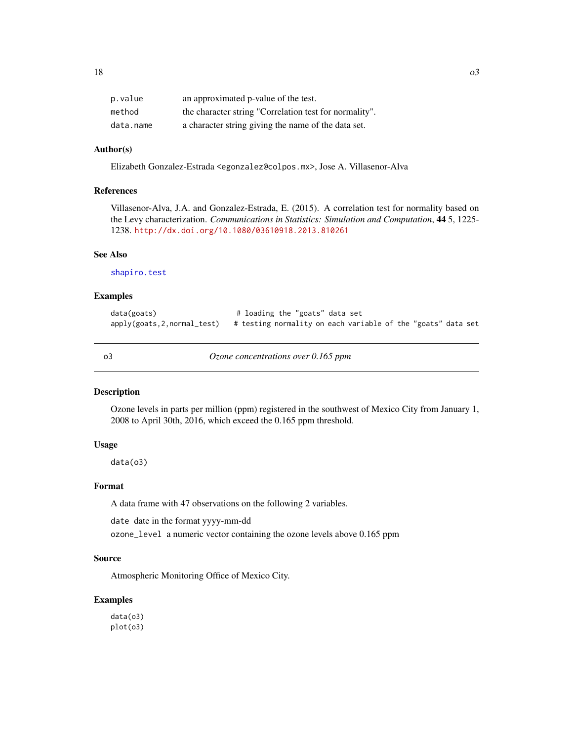| | |
|---|---|
| p.value | an approximated p-value of the test. |
| method | the character string "Correlation test for normality". |
| data.name | a character string giving the name of the data set. |

### Author(s)

Elizabeth Gonzalez-Estrada <egonzalez@colpos.mx>, Jose A. Villasenor-Alva

### References

Villasenor-Alva, J.A. and Gonzalez-Estrada, E. (2015). A correlation test for normality based on the Levy characterization. *Communications in Statistics: Simulation and Computation*, **44** 5, 1225-1238. http://dx.doi.org/10.1080/03610918.2013.810261

### See Also

shapiro.test

### Examples

```
data(goats)                  # loading the "goats" data set
apply(goats,2,normal_test)   # testing normality on each variable of the "goats" data set
```

---

## o3 — *Ozone concentrations over 0.165 ppm*

### Description

Ozone levels in parts per million (ppm) registered in the southwest of Mexico City from January 1, 2008 to April 30th, 2016, which exceed the 0.165 ppm threshold.

### Usage

```
data(o3)
```

### Format

A data frame with 47 observations on the following 2 variables.

date date in the format yyyy-mm-dd

ozone_level a numeric vector containing the ozone levels above 0.165 ppm

### Source

Atmospheric Monitoring Office of Mexico City.

### Examples

```
data(o3)
plot(o3)
```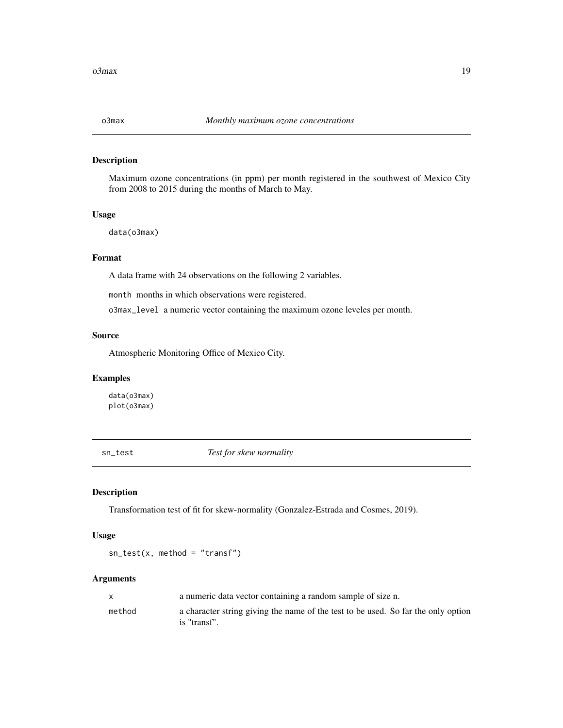## o3max *Monthly maximum ozone concentrations*

### Description

Maximum ozone concentrations (in ppm) per month registered in the southwest of Mexico City from 2008 to 2015 during the months of March to May.

### Usage

```
data(o3max)
```

### Format

A data frame with 24 observations on the following 2 variables.

`month` months in which observations were registered.

`o3max_level` a numeric vector containing the maximum ozone leveles per month.

### Source

Atmospheric Monitoring Office of Mexico City.

### Examples

```
data(o3max)
plot(o3max)
```

## sn_test *Test for skew normality*

### Description

Transformation test of fit for skew-normality (Gonzalez-Estrada and Cosmes, 2019).

### Usage

```
sn_test(x, method = "transf")
```

### Arguments

| | |
|---|---|
| x | a numeric data vector containing a random sample of size n. |
| method | a character string giving the name of the test to be used. So far the only option is "transf". |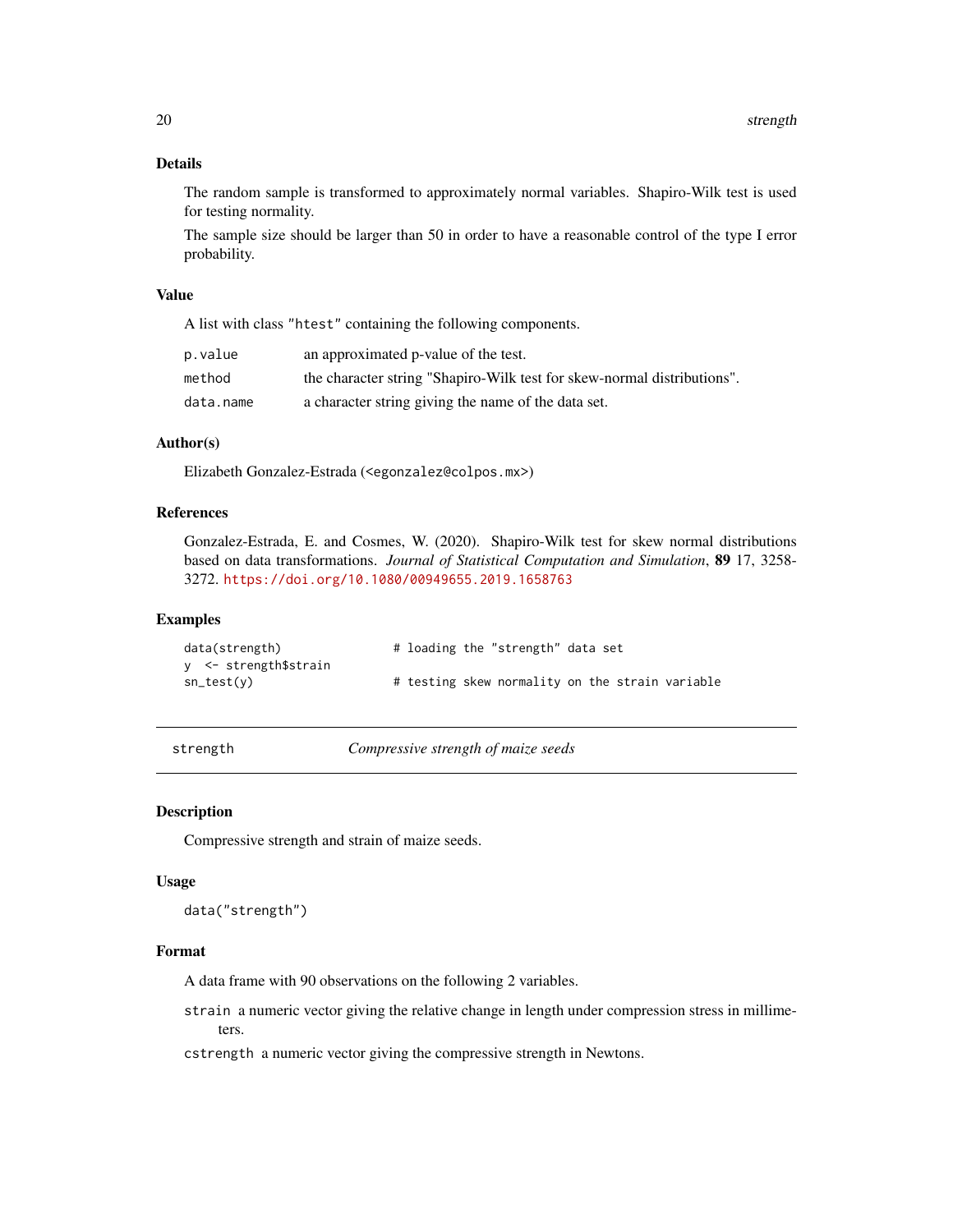### Details

The random sample is transformed to approximately normal variables. Shapiro-Wilk test is used for testing normality.

The sample size should be larger than 50 in order to have a reasonable control of the type I error probability.

### Value

A list with class "htest" containing the following components.

| | |
|---|---|
| p.value | an approximated p-value of the test. |
| method | the character string "Shapiro-Wilk test for skew-normal distributions". |
| data.name | a character string giving the name of the data set. |

### Author(s)

Elizabeth Gonzalez-Estrada (<egonzalez@colpos.mx>)

### References

Gonzalez-Estrada, E. and Cosmes, W. (2020). Shapiro-Wilk test for skew normal distributions based on data transformations. *Journal of Statistical Computation and Simulation*, **89** 17, 3258-3272. https://doi.org/10.1080/00949655.2019.1658763

### Examples

```
data(strength)              # loading the "strength" data set
y  <- strength$strain
sn_test(y)                  # testing skew normality on the strain variable
```

---

## strength &nbsp;&nbsp;&nbsp;&nbsp; *Compressive strength of maize seeds*

### Description

Compressive strength and strain of maize seeds.

### Usage

```
data("strength")
```

### Format

A data frame with 90 observations on the following 2 variables.

- `strain` a numeric vector giving the relative change in length under compression stress in millimeters.
- `cstrength` a numeric vector giving the compressive strength in Newtons.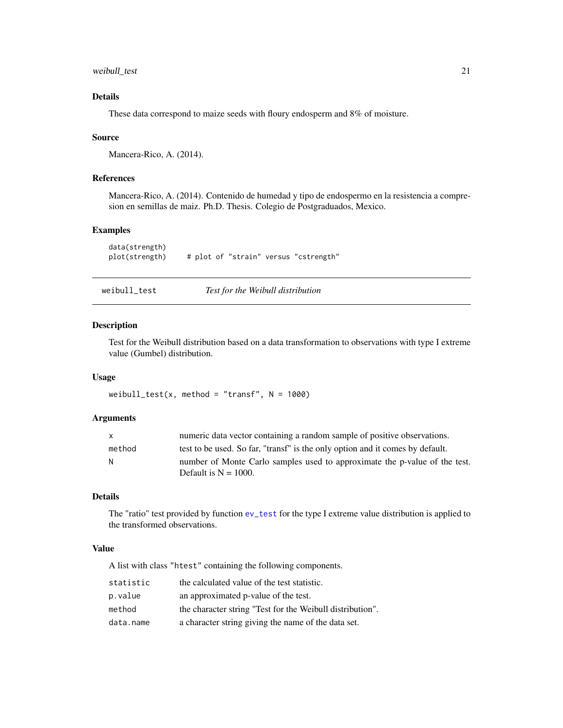### Details

These data correspond to maize seeds with floury endosperm and 8% of moisture.

### Source

Mancera-Rico, A. (2014).

### References

Mancera-Rico, A. (2014). Contenido de humedad y tipo de endospermo en la resistencia a compresion en semillas de maiz. Ph.D. Thesis. Colegio de Postgraduados, Mexico.

### Examples

```
data(strength)
plot(strength)     # plot of "strain" versus "cstrength"
```

---

## weibull_test    *Test for the Weibull distribution*

---

### Description

Test for the Weibull distribution based on a data transformation to observations with type I extreme value (Gumbel) distribution.

### Usage

```
weibull_test(x, method = "transf", N = 1000)
```

### Arguments

| | |
|---|---|
| x | numeric data vector containing a random sample of positive observations. |
| method | test to be used. So far, "transf" is the only option and it comes by default. |
| N | number of Monte Carlo samples used to approximate the p-value of the test. Default is N = 1000. |

### Details

The "ratio" test provided by function `ev_test` for the type I extreme value distribution is applied to the transformed observations.

### Value

A list with class "htest" containing the following components.

| | |
|---|---|
| statistic | the calculated value of the test statistic. |
| p.value | an approximated p-value of the test. |
| method | the character string "Test for the Weibull distribution". |
| data.name | a character string giving the name of the data set. |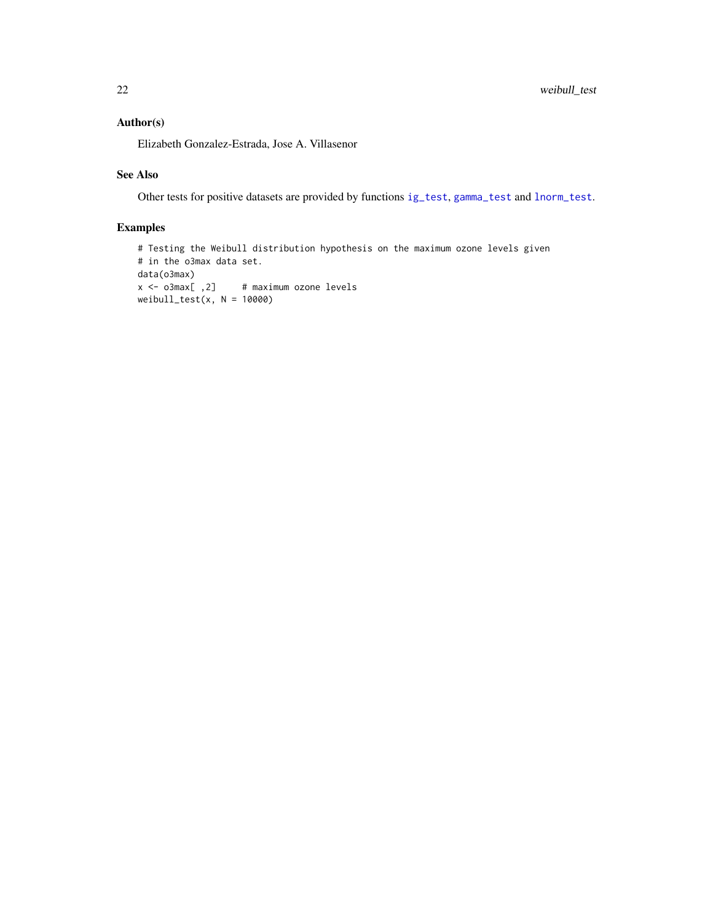## Author(s)

Elizabeth Gonzalez-Estrada, Jose A. Villasenor

## See Also

Other tests for positive datasets are provided by functions `ig_test`, `gamma_test` and `lnorm_test`.

## Examples

```
# Testing the Weibull distribution hypothesis on the maximum ozone levels given
# in the o3max data set.
data(o3max)
x <- o3max[ ,2]     # maximum ozone levels
weibull_test(x, N = 10000)
```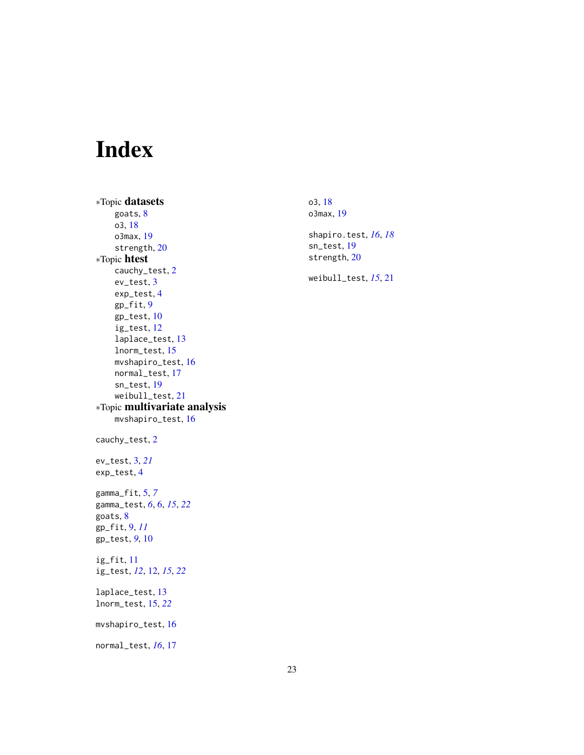# Index

*Topic **datasets**
  goats, 8
  o3, 18
  o3max, 19
  strength, 20

*Topic **htest**
  cauchy_test, 2
  ev_test, 3
  exp_test, 4
  gp_fit, 9
  gp_test, 10
  ig_test, 12
  laplace_test, 13
  lnorm_test, 15
  mvshapiro_test, 16
  normal_test, 17
  sn_test, 19
  weibull_test, 21

*Topic **multivariate analysis**
  mvshapiro_test, 16

cauchy_test, 2

ev_test, 3, *21*
exp_test, 4

gamma_fit, 5, *7*
gamma_test, *6*, 6, *15*, *22*
goats, 8
gp_fit, 9, *11*
gp_test, *9*, 10

ig_fit, 11
ig_test, *12*, 12, *15*, *22*

laplace_test, 13
lnorm_test, 15, *22*

mvshapiro_test, 16

normal_test, *16*, 17

o3, 18
o3max, 19

shapiro.test, *16*, *18*
sn_test, 19
strength, 20

weibull_test, *15*, 21